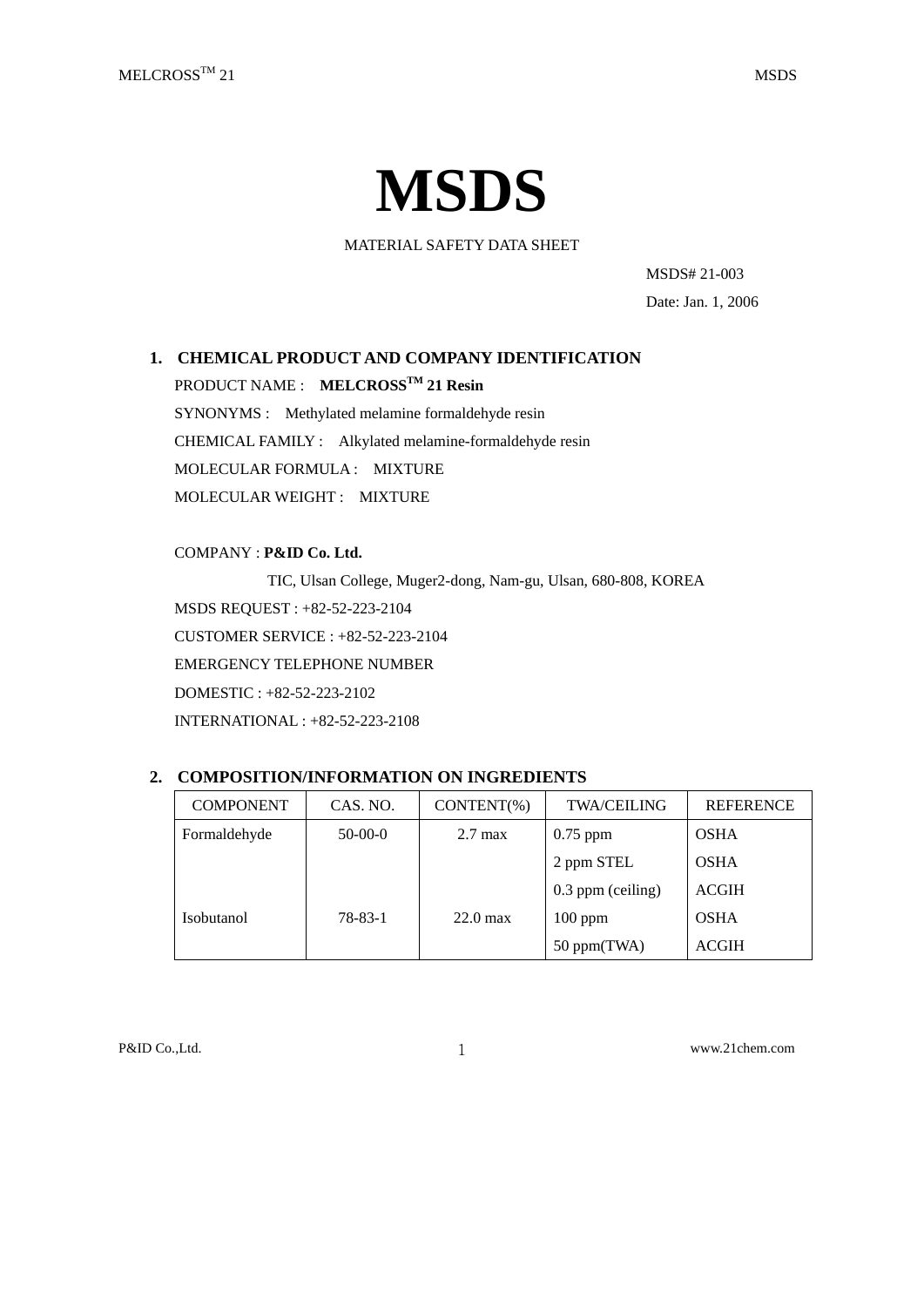# MSDS

MATERIAL SAFETY DATA SHEET

MSDS# 21-003

Date: Jan. 1, 2006

## 1. CHEMICAL PRODUCT AND COMPANY IDENTIFICATION

PRODUCT NAME : **MELCROSS™ 21 Resin**

SYNONYMS : Methylated melamine formaldehyde resin

CHEMICAL FAMILY : Alkylated melamine-formaldehyde resin

MOLECULAR FORMULA : MIXTURE

MOLECULAR WEIGHT : MIXTURE

COMPANY : **P&ID Co. Ltd.**

TIC, Ulsan College, Muger2-dong, Nam-gu, Ulsan, 680-808, KOREA

MSDS REQUEST : +82-52-223-2104

CUSTOMER SERVICE : +82-52-223-2104

EMERGENCY TELEPHONE NUMBER

DOMESTIC : +82-52-223-2102

INTERNATIONAL : +82-52-223-2108

## 2. COMPOSITION/INFORMATION ON INGREDIENTS

| COMPONENT | CAS. NO. | CONTENT(%) | TWA/CEILING | REFERENCE |
|---|---|---|---|---|
| Formaldehyde | 50-00-0 | 2.7 max | 0.75 ppm | OSHA |
| | | | 2 ppm STEL | OSHA |
| | | | 0.3 ppm (ceiling) | ACGIH |
| Isobutanol | 78-83-1 | 22.0 max | 100 ppm | OSHA |
| | | | 50 ppm(TWA) | ACGIH |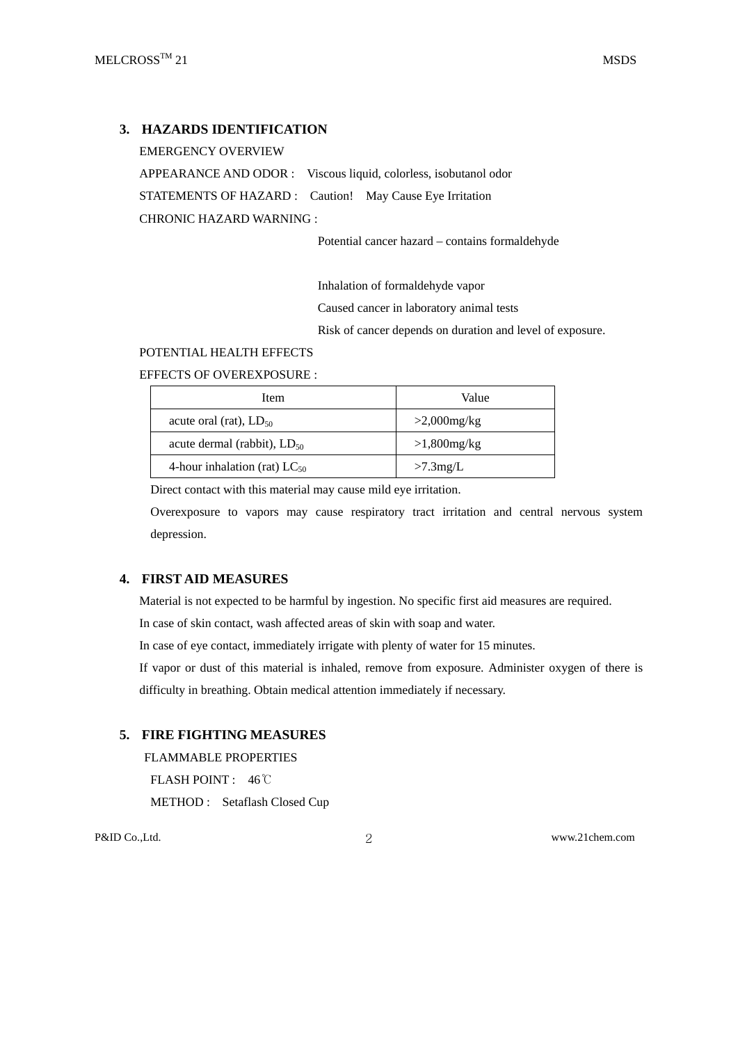## 3. HAZARDS IDENTIFICATION

EMERGENCY OVERVIEW

APPEARANCE AND ODOR : Viscous liquid, colorless, isobutanol odor

STATEMENTS OF HAZARD : Caution! May Cause Eye Irritation

CHRONIC HAZARD WARNING :

Potential cancer hazard – contains formaldehyde

Inhalation of formaldehyde vapor
Caused cancer in laboratory animal tests
Risk of cancer depends on duration and level of exposure.

POTENTIAL HEALTH EFFECTS

EFFECTS OF OVEREXPOSURE :

| Item | Value |
| --- | --- |
| acute oral (rat), $LD_{50}$ | >2,000mg/kg |
| acute dermal (rabbit), $LD_{50}$ | >1,800mg/kg |
| 4-hour inhalation (rat) $LC_{50}$ | >7.3mg/L |

Direct contact with this material may cause mild eye irritation.

Overexposure to vapors may cause respiratory tract irritation and central nervous system depression.

## 4. FIRST AID MEASURES

Material is not expected to be harmful by ingestion. No specific first aid measures are required.

In case of skin contact, wash affected areas of skin with soap and water.

In case of eye contact, immediately irrigate with plenty of water for 15 minutes.

If vapor or dust of this material is inhaled, remove from exposure. Administer oxygen of there is difficulty in breathing. Obtain medical attention immediately if necessary.

## 5. FIRE FIGHTING MEASURES

FLAMMABLE PROPERTIES

FLASH POINT : 46℃

METHOD : Setaflash Closed Cup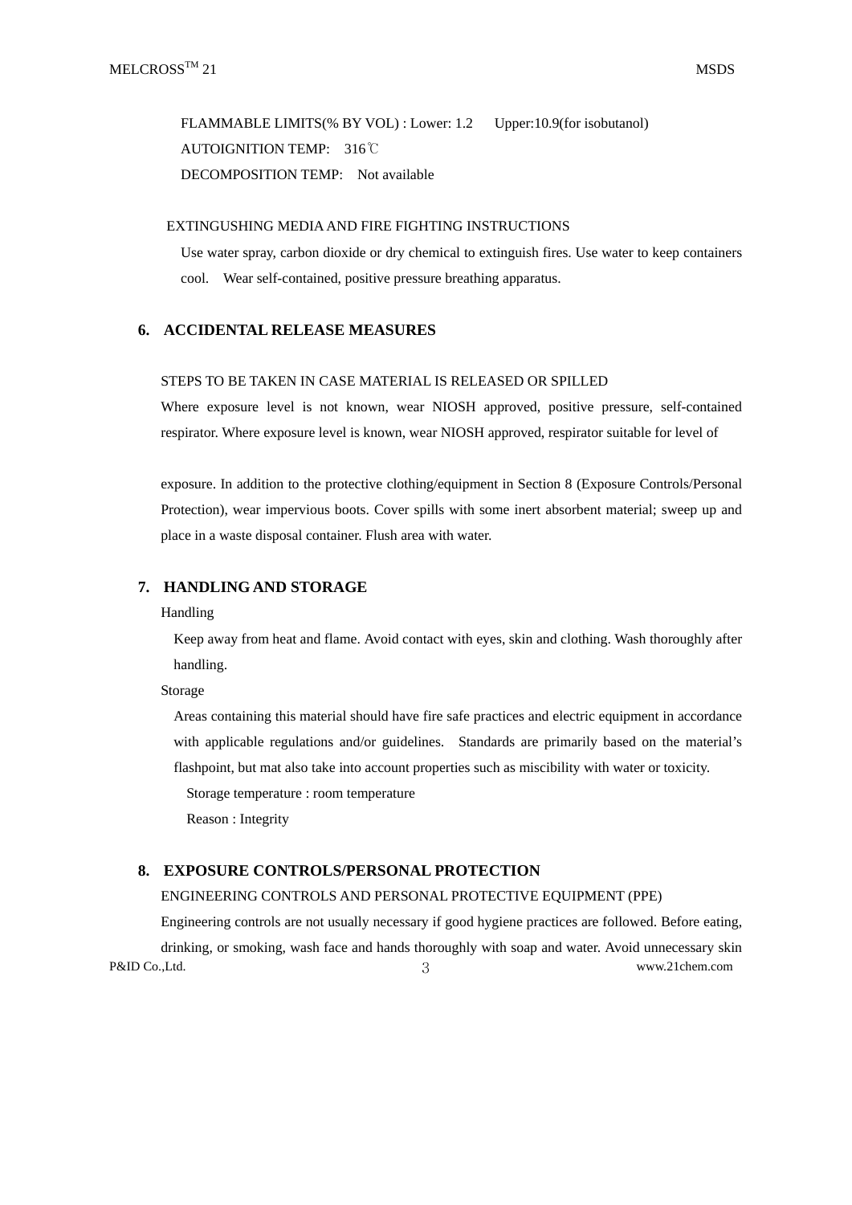FLAMMABLE LIMITS(% BY VOL) : Lower: 1.2　Upper:10.9(for isobutanol)

AUTOIGNITION TEMP:　316℃

DECOMPOSITION TEMP:　Not available

EXTINGUSHING MEDIA AND FIRE FIGHTING INSTRUCTIONS

Use water spray, carbon dioxide or dry chemical to extinguish fires. Use water to keep containers cool.　Wear self-contained, positive pressure breathing apparatus.

## 6. ACCIDENTAL RELEASE MEASURES

STEPS TO BE TAKEN IN CASE MATERIAL IS RELEASED OR SPILLED

Where exposure level is not known, wear NIOSH approved, positive pressure, self-contained respirator. Where exposure level is known, wear NIOSH approved, respirator suitable for level of exposure. In addition to the protective clothing/equipment in Section 8 (Exposure Controls/Personal Protection), wear impervious boots. Cover spills with some inert absorbent material; sweep up and place in a waste disposal container. Flush area with water.

## 7. HANDLING AND STORAGE

Handling

Keep away from heat and flame. Avoid contact with eyes, skin and clothing. Wash thoroughly after handling.

Storage

Areas containing this material should have fire safe practices and electric equipment in accordance with applicable regulations and/or guidelines.　Standards are primarily based on the material's flashpoint, but mat also take into account properties such as miscibility with water or toxicity.

Storage temperature : room temperature

Reason : Integrity

## 8. EXPOSURE CONTROLS/PERSONAL PROTECTION

ENGINEERING CONTROLS AND PERSONAL PROTECTIVE EQUIPMENT (PPE)

Engineering controls are not usually necessary if good hygiene practices are followed. Before eating, drinking, or smoking, wash face and hands thoroughly with soap and water. Avoid unnecessary skin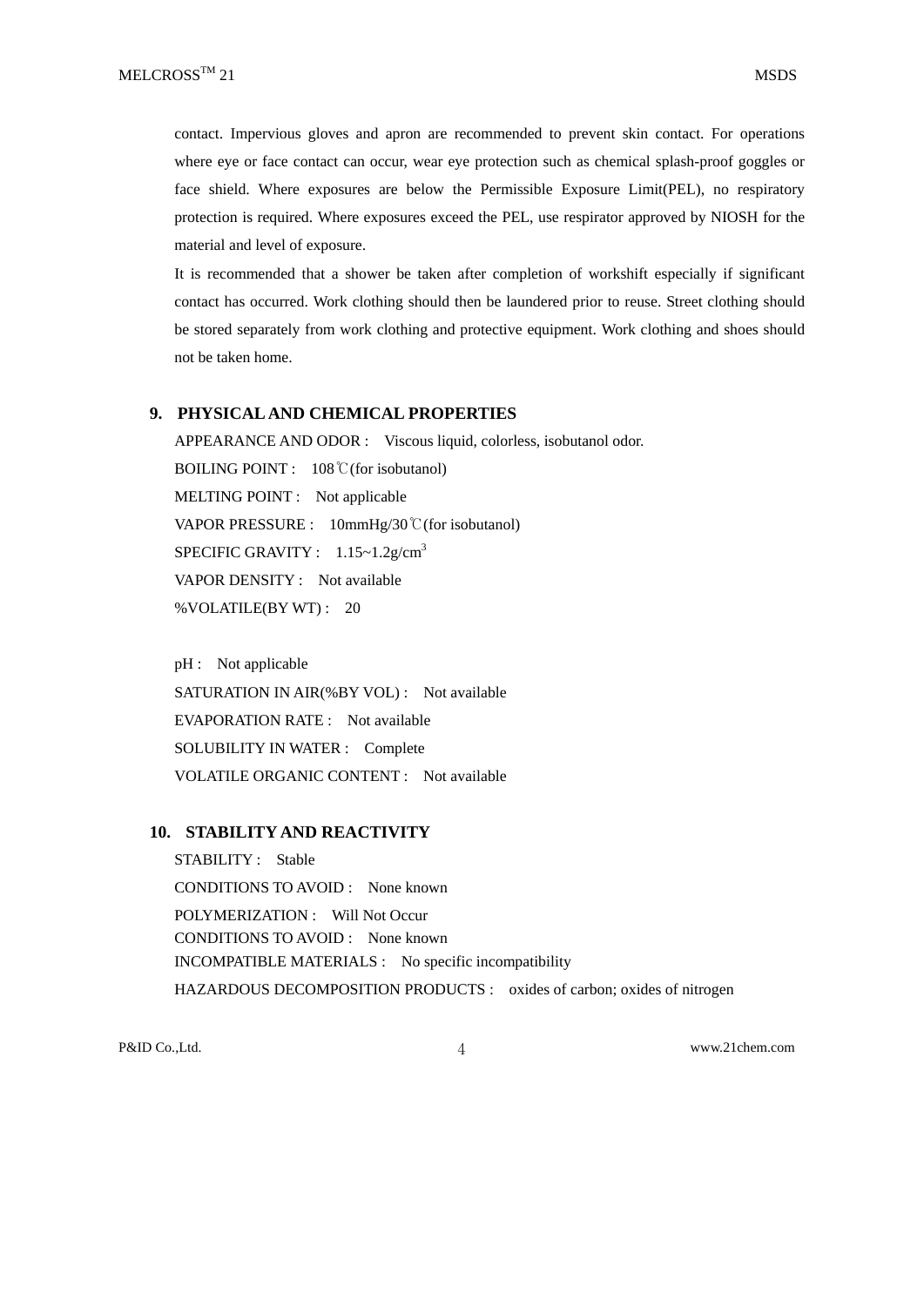contact. Impervious gloves and apron are recommended to prevent skin contact. For operations where eye or face contact can occur, wear eye protection such as chemical splash-proof goggles or face shield. Where exposures are below the Permissible Exposure Limit(PEL), no respiratory protection is required. Where exposures exceed the PEL, use respirator approved by NIOSH for the material and level of exposure.

It is recommended that a shower be taken after completion of workshift especially if significant contact has occurred. Work clothing should then be laundered prior to reuse. Street clothing should be stored separately from work clothing and protective equipment. Work clothing and shoes should not be taken home.

## 9. PHYSICAL AND CHEMICAL PROPERTIES

APPEARANCE AND ODOR : Viscous liquid, colorless, isobutanol odor.

BOILING POINT : 108℃(for isobutanol)

MELTING POINT : Not applicable

VAPOR PRESSURE : 10mmHg/30℃(for isobutanol)

SPECIFIC GRAVITY : 1.15~1.2g/$cm^3$

VAPOR DENSITY : Not available

%VOLATILE(BY WT) : 20

pH : Not applicable

SATURATION IN AIR(%BY VOL) : Not available

EVAPORATION RATE : Not available

SOLUBILITY IN WATER : Complete

VOLATILE ORGANIC CONTENT : Not available

## 10. STABILITY AND REACTIVITY

STABILITY : Stable

CONDITIONS TO AVOID : None known

POLYMERIZATION : Will Not Occur

CONDITIONS TO AVOID : None known

INCOMPATIBLE MATERIALS : No specific incompatibility

HAZARDOUS DECOMPOSITION PRODUCTS : oxides of carbon; oxides of nitrogen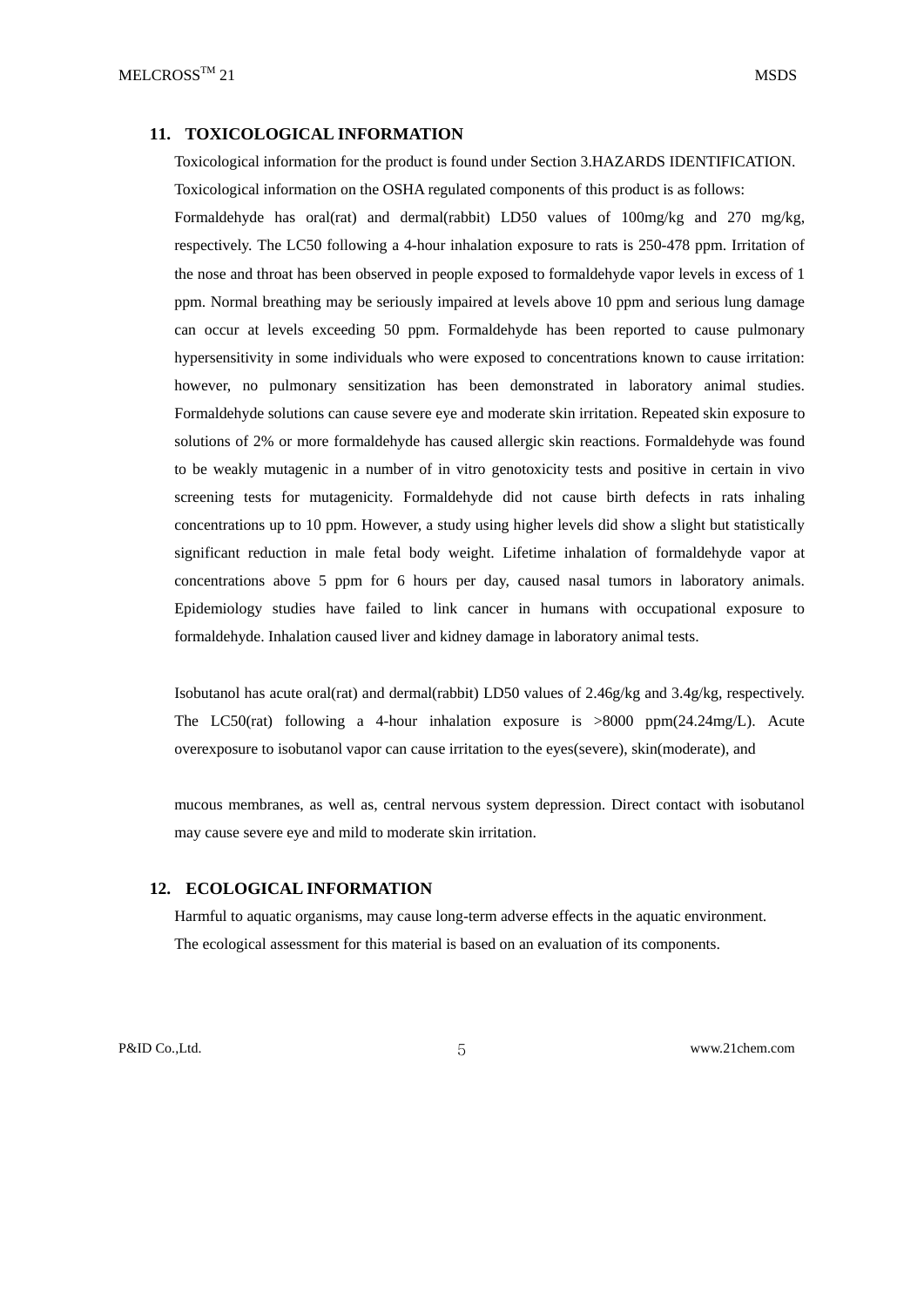## 11. TOXICOLOGICAL INFORMATION

Toxicological information for the product is found under Section 3.HAZARDS IDENTIFICATION.

Toxicological information on the OSHA regulated components of this product is as follows:

Formaldehyde has oral(rat) and dermal(rabbit) LD50 values of 100mg/kg and 270 mg/kg, respectively. The LC50 following a 4-hour inhalation exposure to rats is 250-478 ppm. Irritation of the nose and throat has been observed in people exposed to formaldehyde vapor levels in excess of 1 ppm. Normal breathing may be seriously impaired at levels above 10 ppm and serious lung damage can occur at levels exceeding 50 ppm. Formaldehyde has been reported to cause pulmonary hypersensitivity in some individuals who were exposed to concentrations known to cause irritation: however, no pulmonary sensitization has been demonstrated in laboratory animal studies. Formaldehyde solutions can cause severe eye and moderate skin irritation. Repeated skin exposure to solutions of 2% or more formaldehyde has caused allergic skin reactions. Formaldehyde was found to be weakly mutagenic in a number of in vitro genotoxicity tests and positive in certain in vivo screening tests for mutagenicity. Formaldehyde did not cause birth defects in rats inhaling concentrations up to 10 ppm. However, a study using higher levels did show a slight but statistically significant reduction in male fetal body weight. Lifetime inhalation of formaldehyde vapor at concentrations above 5 ppm for 6 hours per day, caused nasal tumors in laboratory animals. Epidemiology studies have failed to link cancer in humans with occupational exposure to formaldehyde. Inhalation caused liver and kidney damage in laboratory animal tests.

Isobutanol has acute oral(rat) and dermal(rabbit) LD50 values of 2.46g/kg and 3.4g/kg, respectively. The LC50(rat) following a 4-hour inhalation exposure is >8000 ppm(24.24mg/L). Acute overexposure to isobutanol vapor can cause irritation to the eyes(severe), skin(moderate), and

mucous membranes, as well as, central nervous system depression. Direct contact with isobutanol may cause severe eye and mild to moderate skin irritation.

## 12. ECOLOGICAL INFORMATION

Harmful to aquatic organisms, may cause long-term adverse effects in the aquatic environment.

The ecological assessment for this material is based on an evaluation of its components.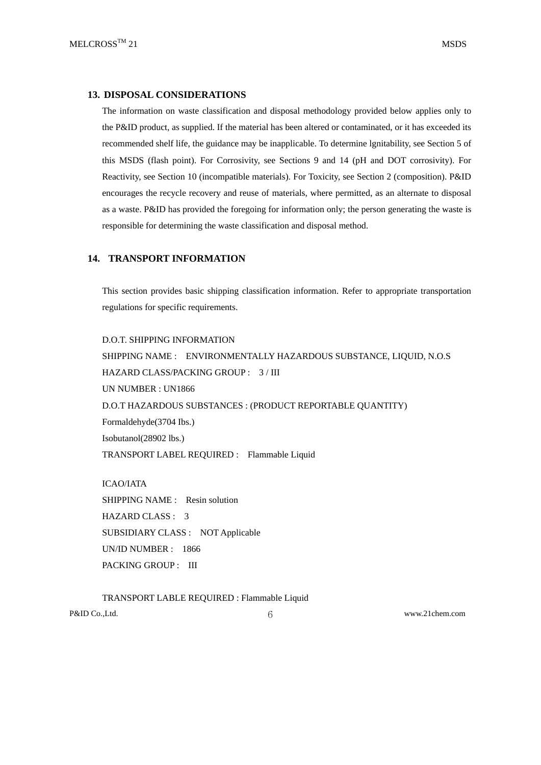## 13. DISPOSAL CONSIDERATIONS

The information on waste classification and disposal methodology provided below applies only to the P&ID product, as supplied. If the material has been altered or contaminated, or it has exceeded its recommended shelf life, the guidance may be inapplicable. To determine lgnitability, see Section 5 of this MSDS (flash point). For Corrosivity, see Sections 9 and 14 (pH and DOT corrosivity). For Reactivity, see Section 10 (incompatible materials). For Toxicity, see Section 2 (composition). P&ID encourages the recycle recovery and reuse of materials, where permitted, as an alternate to disposal as a waste. P&ID has provided the foregoing for information only; the person generating the waste is responsible for determining the waste classification and disposal method.

## 14. TRANSPORT INFORMATION

This section provides basic shipping classification information. Refer to appropriate transportation regulations for specific requirements.

D.O.T. SHIPPING INFORMATION
SHIPPING NAME : ENVIRONMENTALLY HAZARDOUS SUBSTANCE, LIQUID, N.O.S
HAZARD CLASS/PACKING GROUP : 3 / III
UN NUMBER : UN1866
D.O.T HAZARDOUS SUBSTANCES : (PRODUCT REPORTABLE QUANTITY)
Formaldehyde(3704 Ibs.)
Isobutanol(28902 lbs.)
TRANSPORT LABEL REQUIRED : Flammable Liquid

ICAO/IATA
SHIPPING NAME : Resin solution
HAZARD CLASS : 3
SUBSIDIARY CLASS : NOT Applicable
UN/ID NUMBER : 1866
PACKING GROUP : III

TRANSPORT LABLE REQUIRED : Flammable Liquid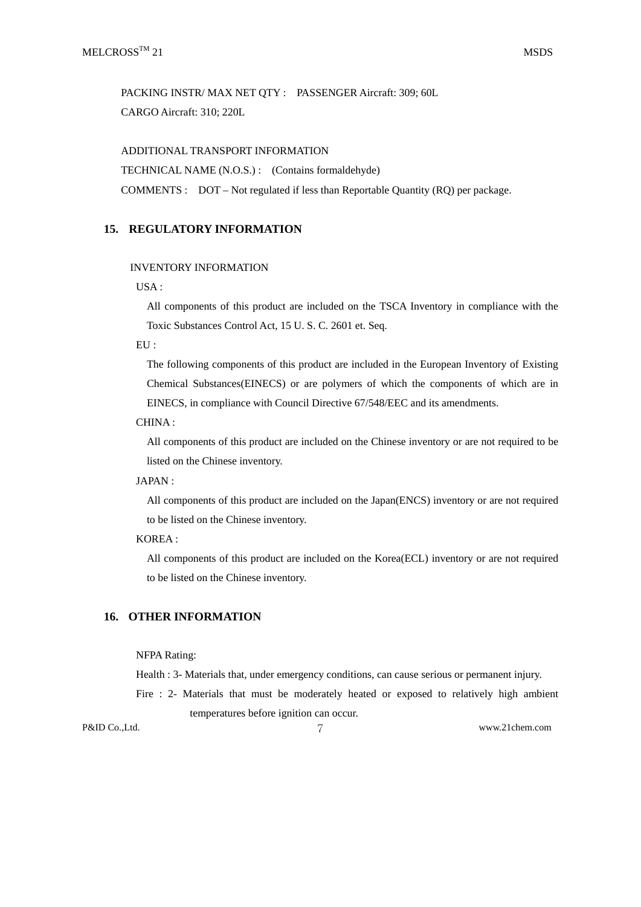PACKING INSTR/ MAX NET QTY : PASSENGER Aircraft: 309; 60L

CARGO Aircraft: 310; 220L

ADDITIONAL TRANSPORT INFORMATION

TECHNICAL NAME (N.O.S.) : (Contains formaldehyde)

COMMENTS : DOT – Not regulated if less than Reportable Quantity (RQ) per package.

## 15. REGULATORY INFORMATION

INVENTORY INFORMATION

USA :

All components of this product are included on the TSCA Inventory in compliance with the Toxic Substances Control Act, 15 U. S. C. 2601 et. Seq.

EU :

The following components of this product are included in the European Inventory of Existing Chemical Substances(EINECS) or are polymers of which the components of which are in EINECS, in compliance with Council Directive 67/548/EEC and its amendments.

CHINA :

All components of this product are included on the Chinese inventory or are not required to be listed on the Chinese inventory.

JAPAN :

All components of this product are included on the Japan(ENCS) inventory or are not required to be listed on the Chinese inventory.

KOREA :

All components of this product are included on the Korea(ECL) inventory or are not required to be listed on the Chinese inventory.

## 16. OTHER INFORMATION

NFPA Rating:

Health : 3- Materials that, under emergency conditions, can cause serious or permanent injury.

Fire : 2- Materials that must be moderately heated or exposed to relatively high ambient temperatures before ignition can occur.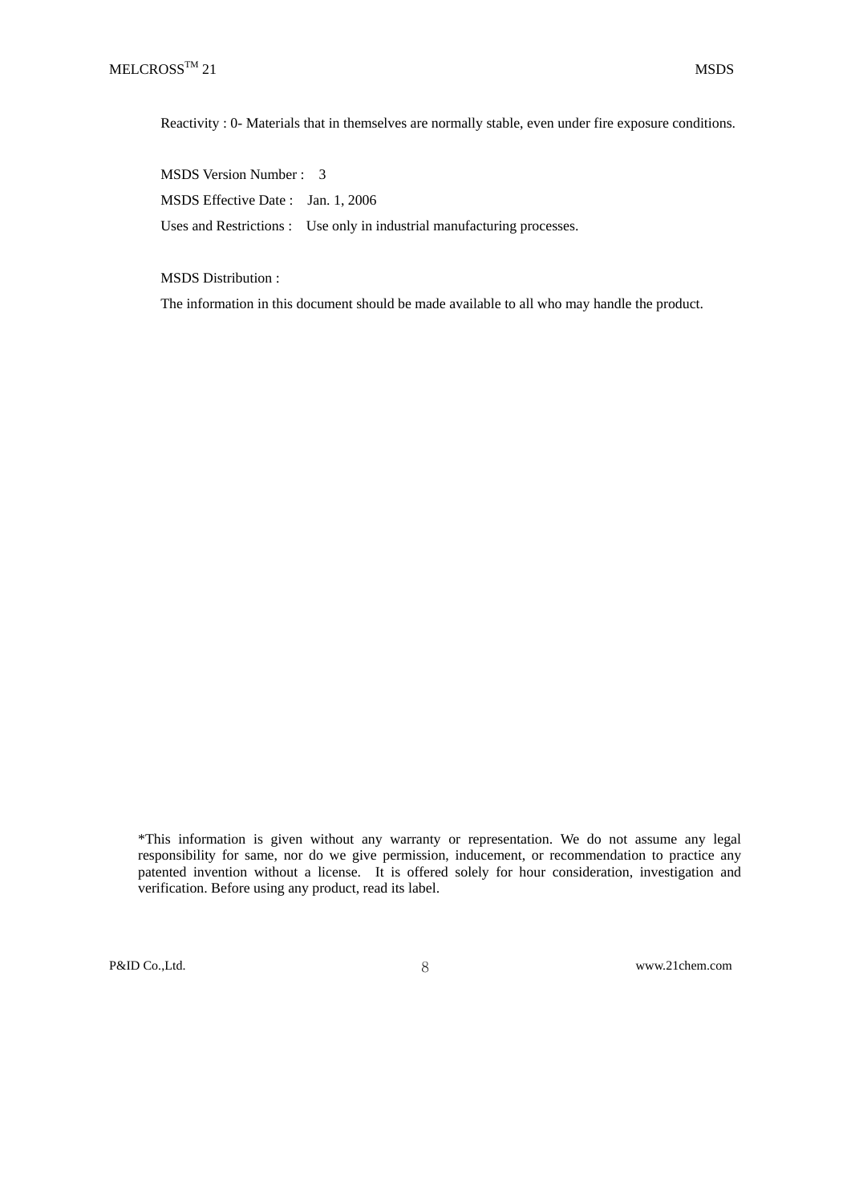Reactivity : 0- Materials that in themselves are normally stable, even under fire exposure conditions.

MSDS Version Number : 3

MSDS Effective Date : Jan. 1, 2006

Uses and Restrictions : Use only in industrial manufacturing processes.

MSDS Distribution :

The information in this document should be made available to all who may handle the product.

*This information is given without any warranty or representation. We do not assume any legal responsibility for same, nor do we give permission, inducement, or recommendation to practice any patented invention without a license. It is offered solely for hour consideration, investigation and verification. Before using any product, read its label.